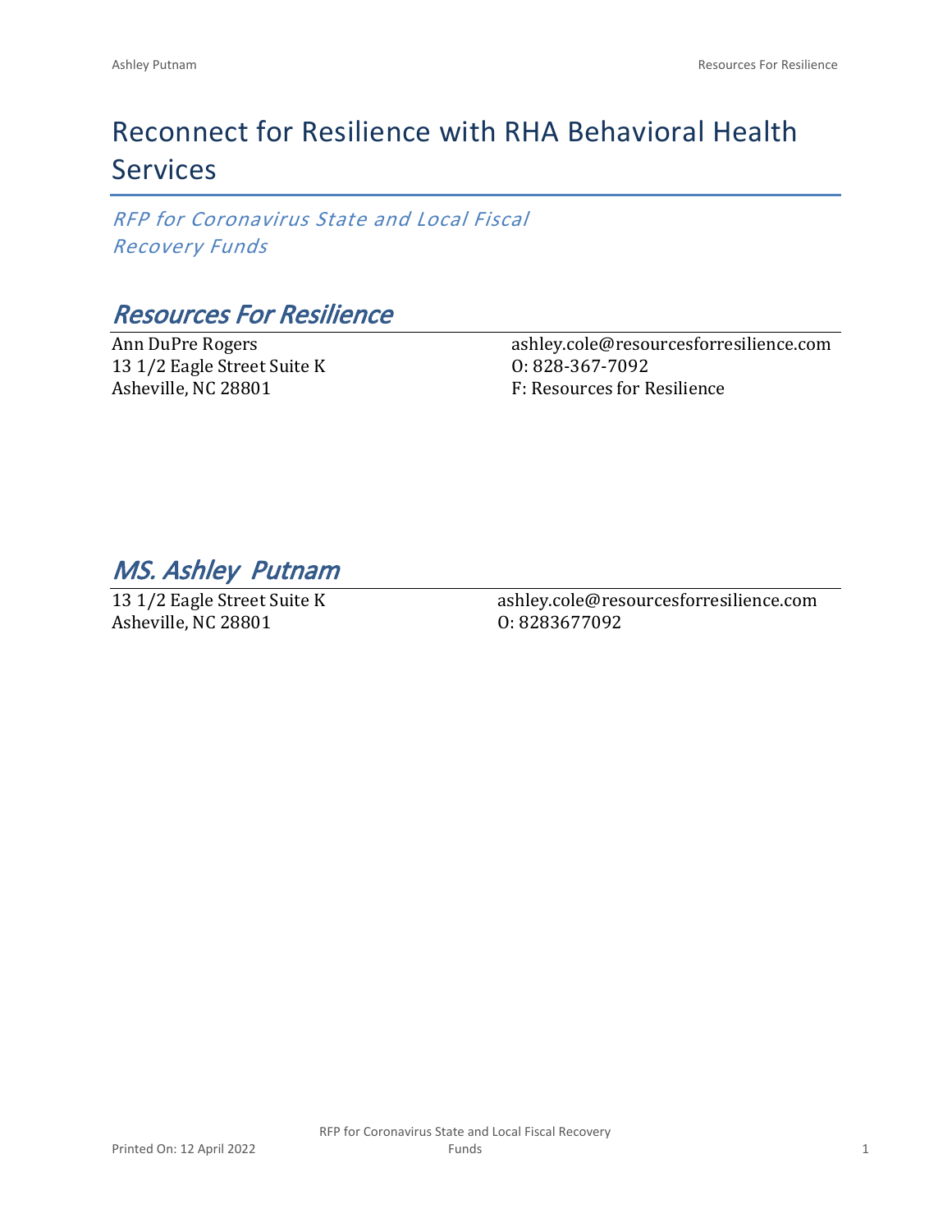# Reconnect for Resilience with RHA Behavioral Health Services

*RFP for Coronavirus State and Local Fiscal Recovery Funds*

## *Resources For Resilience*

Ann DuPre Rogers
13 1/2 Eagle Street Suite K
Asheville, NC 28801

ashley.cole@resourcesforresilience.com
O: 828-367-7092
F: Resources for Resilience

## *MS. Ashley Putnam*

13 1/2 Eagle Street Suite K
Asheville, NC 28801

ashley.cole@resourcesforresilience.com
O: 8283677092

Printed On: 12 April 2022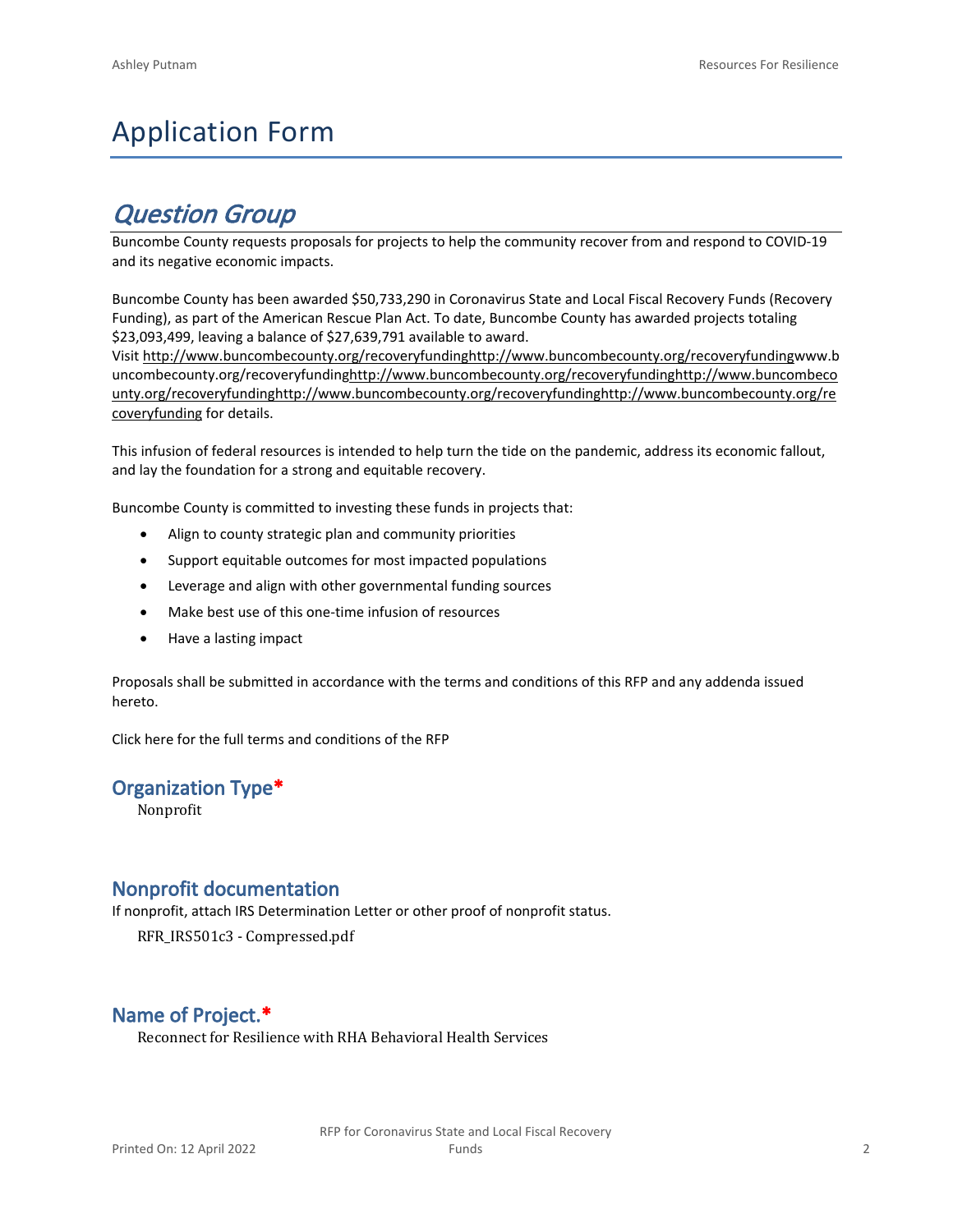# Application Form

## *Question Group*

Buncombe County requests proposals for projects to help the community recover from and respond to COVID-19 and its negative economic impacts.

Buncombe County has been awarded $50,733,290 in Coronavirus State and Local Fiscal Recovery Funds (Recovery Funding), as part of the American Rescue Plan Act. To date, Buncombe County has awarded projects totaling $23,093,499, leaving a balance of $27,639,791 available to award.
Visit http://www.buncombecounty.org/recoveryfundinghttp://www.buncombecounty.org/recoveryfundingwww.buncombecounty.org/recoveryfundinghttp://www.buncombecounty.org/recoveryfundinghttp://www.buncombecounty.org/recoveryfundinghttp://www.buncombecounty.org/recoveryfundinghttp://www.buncombecounty.org/recoveryfunding for details.

This infusion of federal resources is intended to help turn the tide on the pandemic, address its economic fallout, and lay the foundation for a strong and equitable recovery.

Buncombe County is committed to investing these funds in projects that:

- Align to county strategic plan and community priorities
- Support equitable outcomes for most impacted populations
- Leverage and align with other governmental funding sources
- Make best use of this one-time infusion of resources
- Have a lasting impact

Proposals shall be submitted in accordance with the terms and conditions of this RFP and any addenda issued hereto.

Click here for the full terms and conditions of the RFP

### Organization Type*

Nonprofit

### Nonprofit documentation

If nonprofit, attach IRS Determination Letter or other proof of nonprofit status.

RFR_IRS501c3 - Compressed.pdf

### Name of Project.*

Reconnect for Resilience with RHA Behavioral Health Services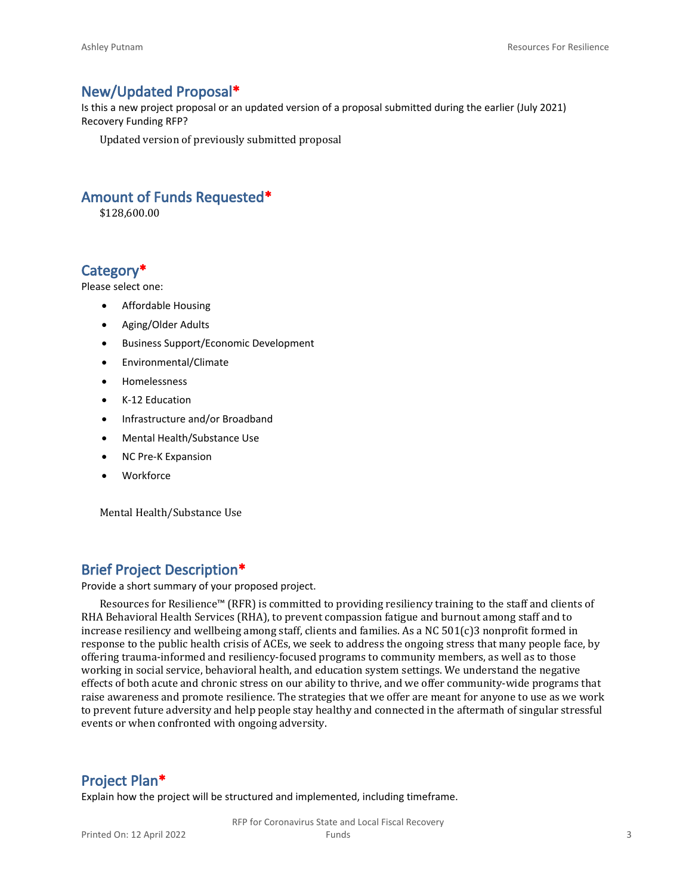## New/Updated Proposal*

Is this a new project proposal or an updated version of a proposal submitted during the earlier (July 2021) Recovery Funding RFP?

Updated version of previously submitted proposal

## Amount of Funds Requested*

$128,600.00

## Category*

Please select one:

- Affordable Housing
- Aging/Older Adults
- Business Support/Economic Development
- Environmental/Climate
- Homelessness
- K-12 Education
- Infrastructure and/or Broadband
- Mental Health/Substance Use
- NC Pre-K Expansion
- Workforce

Mental Health/Substance Use

## Brief Project Description*

Provide a short summary of your proposed project.

Resources for Resilience™ (RFR) is committed to providing resiliency training to the staff and clients of RHA Behavioral Health Services (RHA), to prevent compassion fatigue and burnout among staff and to increase resiliency and wellbeing among staff, clients and families. As a NC 501(c)3 nonprofit formed in response to the public health crisis of ACEs, we seek to address the ongoing stress that many people face, by offering trauma-informed and resiliency-focused programs to community members, as well as to those working in social service, behavioral health, and education system settings. We understand the negative effects of both acute and chronic stress on our ability to thrive, and we offer community-wide programs that raise awareness and promote resilience. The strategies that we offer are meant for anyone to use as we work to prevent future adversity and help people stay healthy and connected in the aftermath of singular stressful events or when confronted with ongoing adversity.

## Project Plan*

Explain how the project will be structured and implemented, including timeframe.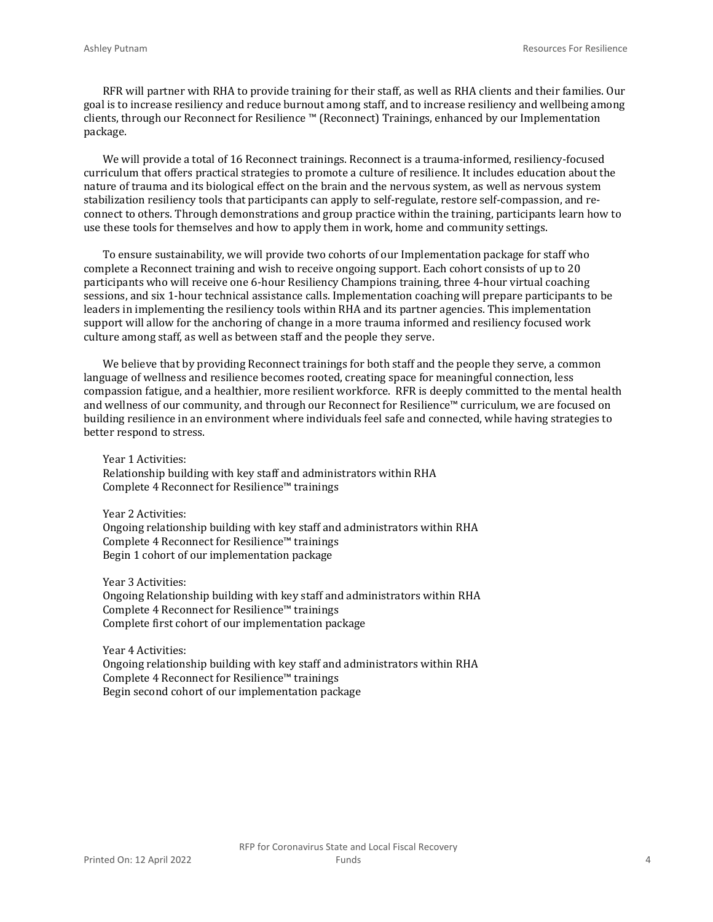RFR will partner with RHA to provide training for their staff, as well as RHA clients and their families. Our goal is to increase resiliency and reduce burnout among staff, and to increase resiliency and wellbeing among clients, through our Reconnect for Resilience ™ (Reconnect) Trainings, enhanced by our Implementation package.

We will provide a total of 16 Reconnect trainings. Reconnect is a trauma-informed, resiliency-focused curriculum that offers practical strategies to promote a culture of resilience. It includes education about the nature of trauma and its biological effect on the brain and the nervous system, as well as nervous system stabilization resiliency tools that participants can apply to self-regulate, restore self-compassion, and re-connect to others. Through demonstrations and group practice within the training, participants learn how to use these tools for themselves and how to apply them in work, home and community settings.

To ensure sustainability, we will provide two cohorts of our Implementation package for staff who complete a Reconnect training and wish to receive ongoing support. Each cohort consists of up to 20 participants who will receive one 6-hour Resiliency Champions training, three 4-hour virtual coaching sessions, and six 1-hour technical assistance calls. Implementation coaching will prepare participants to be leaders in implementing the resiliency tools within RHA and its partner agencies. This implementation support will allow for the anchoring of change in a more trauma informed and resiliency focused work culture among staff, as well as between staff and the people they serve.

We believe that by providing Reconnect trainings for both staff and the people they serve, a common language of wellness and resilience becomes rooted, creating space for meaningful connection, less compassion fatigue, and a healthier, more resilient workforce. RFR is deeply committed to the mental health and wellness of our community, and through our Reconnect for Resilience™ curriculum, we are focused on building resilience in an environment where individuals feel safe and connected, while having strategies to better respond to stress.

Year 1 Activities:
Relationship building with key staff and administrators within RHA
Complete 4 Reconnect for Resilience™ trainings

Year 2 Activities:
Ongoing relationship building with key staff and administrators within RHA
Complete 4 Reconnect for Resilience™ trainings
Begin 1 cohort of our implementation package

Year 3 Activities:
Ongoing Relationship building with key staff and administrators within RHA
Complete 4 Reconnect for Resilience™ trainings
Complete first cohort of our implementation package

Year 4 Activities:
Ongoing relationship building with key staff and administrators within RHA
Complete 4 Reconnect for Resilience™ trainings
Begin second cohort of our implementation package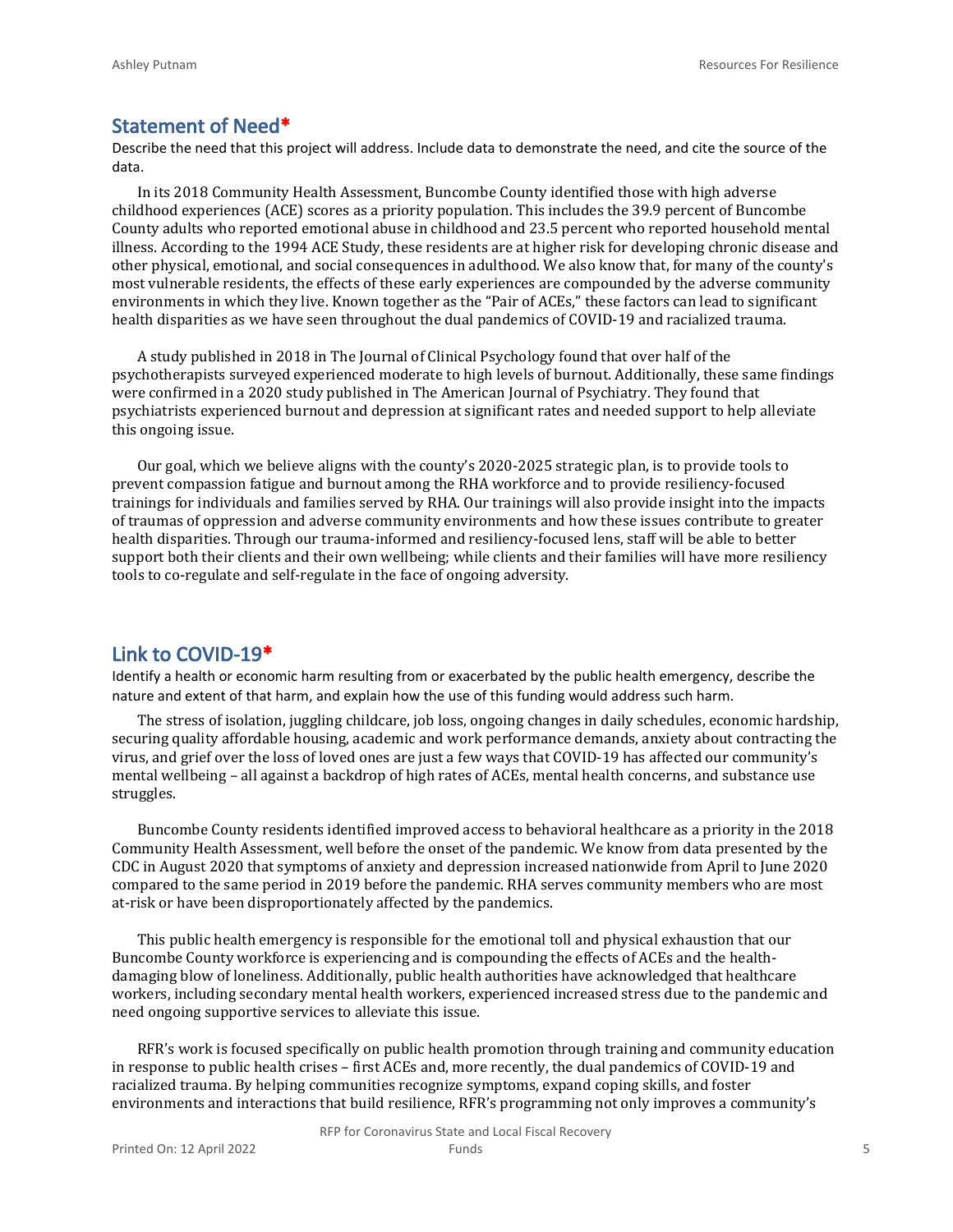## Statement of Need*

Describe the need that this project will address. Include data to demonstrate the need, and cite the source of the data.

In its 2018 Community Health Assessment, Buncombe County identified those with high adverse childhood experiences (ACE) scores as a priority population. This includes the 39.9 percent of Buncombe County adults who reported emotional abuse in childhood and 23.5 percent who reported household mental illness. According to the 1994 ACE Study, these residents are at higher risk for developing chronic disease and other physical, emotional, and social consequences in adulthood. We also know that, for many of the county's most vulnerable residents, the effects of these early experiences are compounded by the adverse community environments in which they live. Known together as the "Pair of ACEs," these factors can lead to significant health disparities as we have seen throughout the dual pandemics of COVID-19 and racialized trauma.

A study published in 2018 in The Journal of Clinical Psychology found that over half of the psychotherapists surveyed experienced moderate to high levels of burnout. Additionally, these same findings were confirmed in a 2020 study published in The American Journal of Psychiatry. They found that psychiatrists experienced burnout and depression at significant rates and needed support to help alleviate this ongoing issue.

Our goal, which we believe aligns with the county's 2020-2025 strategic plan, is to provide tools to prevent compassion fatigue and burnout among the RHA workforce and to provide resiliency-focused trainings for individuals and families served by RHA. Our trainings will also provide insight into the impacts of traumas of oppression and adverse community environments and how these issues contribute to greater health disparities. Through our trauma-informed and resiliency-focused lens, staff will be able to better support both their clients and their own wellbeing; while clients and their families will have more resiliency tools to co-regulate and self-regulate in the face of ongoing adversity.

## Link to COVID-19*

Identify a health or economic harm resulting from or exacerbated by the public health emergency, describe the nature and extent of that harm, and explain how the use of this funding would address such harm.

The stress of isolation, juggling childcare, job loss, ongoing changes in daily schedules, economic hardship, securing quality affordable housing, academic and work performance demands, anxiety about contracting the virus, and grief over the loss of loved ones are just a few ways that COVID-19 has affected our community's mental wellbeing – all against a backdrop of high rates of ACEs, mental health concerns, and substance use struggles.

Buncombe County residents identified improved access to behavioral healthcare as a priority in the 2018 Community Health Assessment, well before the onset of the pandemic. We know from data presented by the CDC in August 2020 that symptoms of anxiety and depression increased nationwide from April to June 2020 compared to the same period in 2019 before the pandemic. RHA serves community members who are most at-risk or have been disproportionately affected by the pandemics.

This public health emergency is responsible for the emotional toll and physical exhaustion that our Buncombe County workforce is experiencing and is compounding the effects of ACEs and the health-damaging blow of loneliness. Additionally, public health authorities have acknowledged that healthcare workers, including secondary mental health workers, experienced increased stress due to the pandemic and need ongoing supportive services to alleviate this issue.

RFR's work is focused specifically on public health promotion through training and community education in response to public health crises – first ACEs and, more recently, the dual pandemics of COVID-19 and racialized trauma. By helping communities recognize symptoms, expand coping skills, and foster environments and interactions that build resilience, RFR's programming not only improves a community's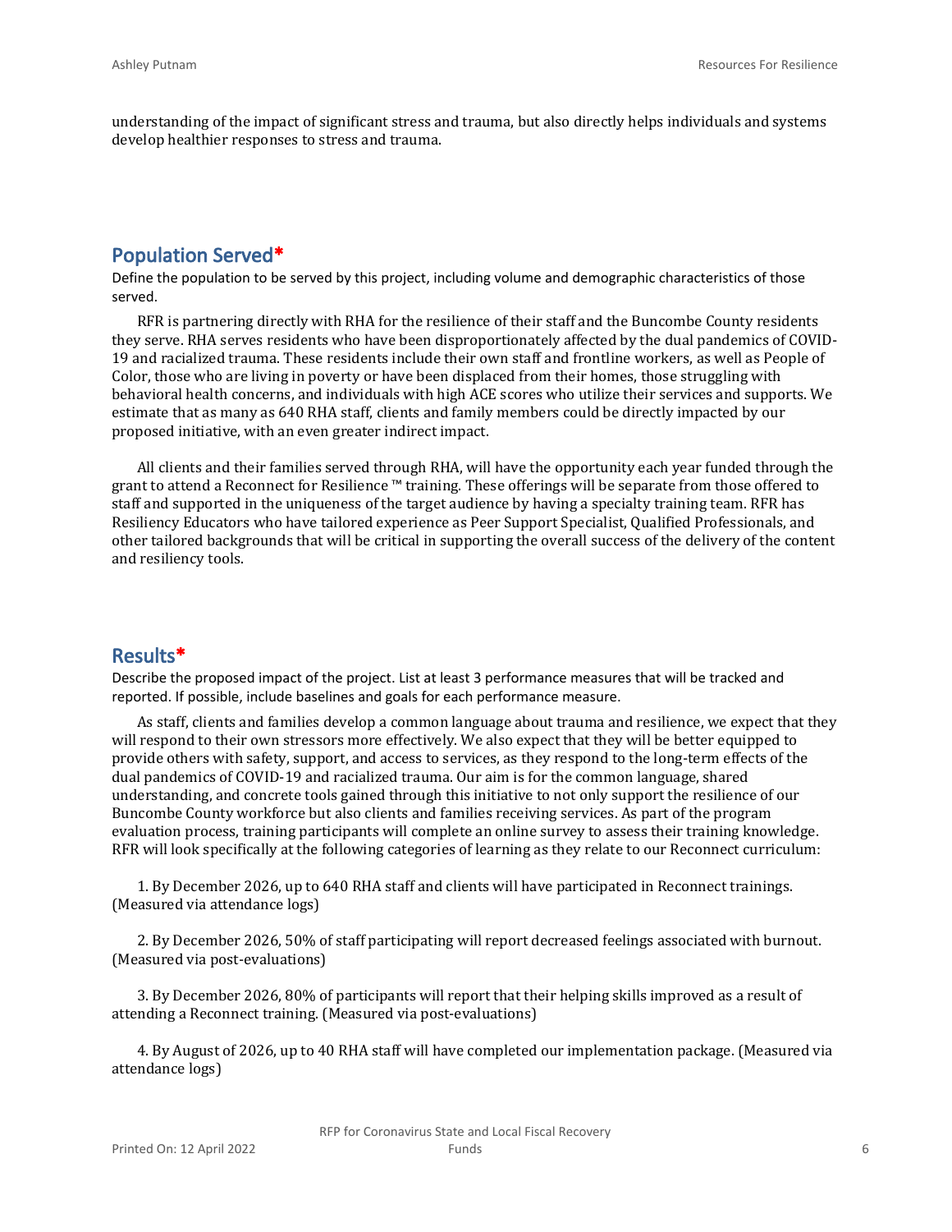understanding of the impact of significant stress and trauma, but also directly helps individuals and systems develop healthier responses to stress and trauma.

## Population Served*

Define the population to be served by this project, including volume and demographic characteristics of those served.

RFR is partnering directly with RHA for the resilience of their staff and the Buncombe County residents they serve. RHA serves residents who have been disproportionately affected by the dual pandemics of COVID-19 and racialized trauma. These residents include their own staff and frontline workers, as well as People of Color, those who are living in poverty or have been displaced from their homes, those struggling with behavioral health concerns, and individuals with high ACE scores who utilize their services and supports. We estimate that as many as 640 RHA staff, clients and family members could be directly impacted by our proposed initiative, with an even greater indirect impact.

All clients and their families served through RHA, will have the opportunity each year funded through the grant to attend a Reconnect for Resilience ™ training. These offerings will be separate from those offered to staff and supported in the uniqueness of the target audience by having a specialty training team. RFR has Resiliency Educators who have tailored experience as Peer Support Specialist, Qualified Professionals, and other tailored backgrounds that will be critical in supporting the overall success of the delivery of the content and resiliency tools.

## Results*

Describe the proposed impact of the project. List at least 3 performance measures that will be tracked and reported. If possible, include baselines and goals for each performance measure.

As staff, clients and families develop a common language about trauma and resilience, we expect that they will respond to their own stressors more effectively. We also expect that they will be better equipped to provide others with safety, support, and access to services, as they respond to the long-term effects of the dual pandemics of COVID-19 and racialized trauma. Our aim is for the common language, shared understanding, and concrete tools gained through this initiative to not only support the resilience of our Buncombe County workforce but also clients and families receiving services. As part of the program evaluation process, training participants will complete an online survey to assess their training knowledge. RFR will look specifically at the following categories of learning as they relate to our Reconnect curriculum:

1. By December 2026, up to 640 RHA staff and clients will have participated in Reconnect trainings. (Measured via attendance logs)

2. By December 2026, 50% of staff participating will report decreased feelings associated with burnout. (Measured via post-evaluations)

3. By December 2026, 80% of participants will report that their helping skills improved as a result of attending a Reconnect training. (Measured via post-evaluations)

4. By August of 2026, up to 40 RHA staff will have completed our implementation package. (Measured via attendance logs)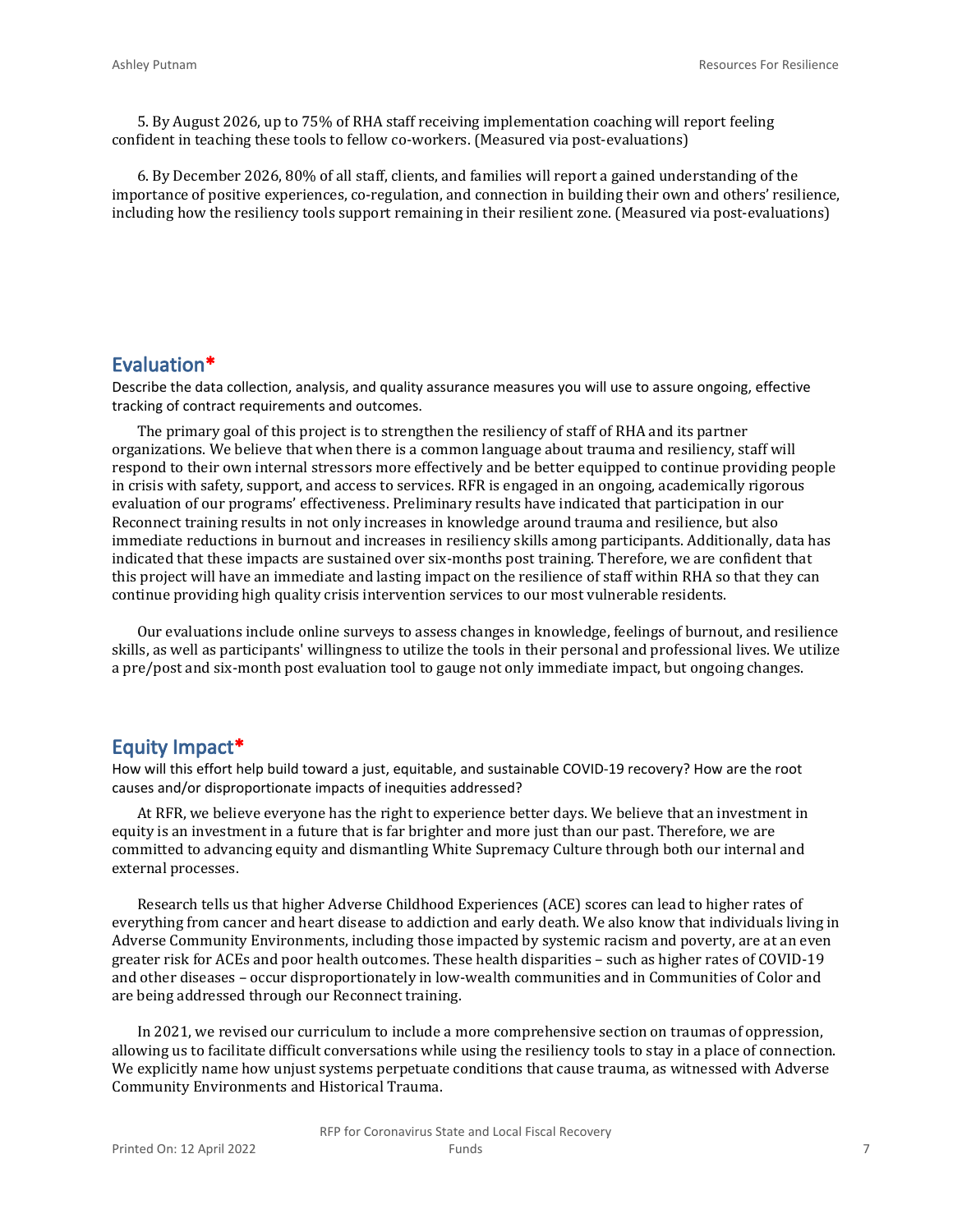5. By August 2026, up to 75% of RHA staff receiving implementation coaching will report feeling confident in teaching these tools to fellow co-workers. (Measured via post-evaluations)

6. By December 2026, 80% of all staff, clients, and families will report a gained understanding of the importance of positive experiences, co-regulation, and connection in building their own and others' resilience, including how the resiliency tools support remaining in their resilient zone. (Measured via post-evaluations)

## Evaluation*

Describe the data collection, analysis, and quality assurance measures you will use to assure ongoing, effective tracking of contract requirements and outcomes.

The primary goal of this project is to strengthen the resiliency of staff of RHA and its partner organizations. We believe that when there is a common language about trauma and resiliency, staff will respond to their own internal stressors more effectively and be better equipped to continue providing people in crisis with safety, support, and access to services. RFR is engaged in an ongoing, academically rigorous evaluation of our programs' effectiveness. Preliminary results have indicated that participation in our Reconnect training results in not only increases in knowledge around trauma and resilience, but also immediate reductions in burnout and increases in resiliency skills among participants. Additionally, data has indicated that these impacts are sustained over six-months post training. Therefore, we are confident that this project will have an immediate and lasting impact on the resilience of staff within RHA so that they can continue providing high quality crisis intervention services to our most vulnerable residents.

Our evaluations include online surveys to assess changes in knowledge, feelings of burnout, and resilience skills, as well as participants' willingness to utilize the tools in their personal and professional lives. We utilize a pre/post and six-month post evaluation tool to gauge not only immediate impact, but ongoing changes.

## Equity Impact*

How will this effort help build toward a just, equitable, and sustainable COVID-19 recovery? How are the root causes and/or disproportionate impacts of inequities addressed?

At RFR, we believe everyone has the right to experience better days. We believe that an investment in equity is an investment in a future that is far brighter and more just than our past. Therefore, we are committed to advancing equity and dismantling White Supremacy Culture through both our internal and external processes.

Research tells us that higher Adverse Childhood Experiences (ACE) scores can lead to higher rates of everything from cancer and heart disease to addiction and early death. We also know that individuals living in Adverse Community Environments, including those impacted by systemic racism and poverty, are at an even greater risk for ACEs and poor health outcomes. These health disparities – such as higher rates of COVID-19 and other diseases – occur disproportionately in low-wealth communities and in Communities of Color and are being addressed through our Reconnect training.

In 2021, we revised our curriculum to include a more comprehensive section on traumas of oppression, allowing us to facilitate difficult conversations while using the resiliency tools to stay in a place of connection. We explicitly name how unjust systems perpetuate conditions that cause trauma, as witnessed with Adverse Community Environments and Historical Trauma.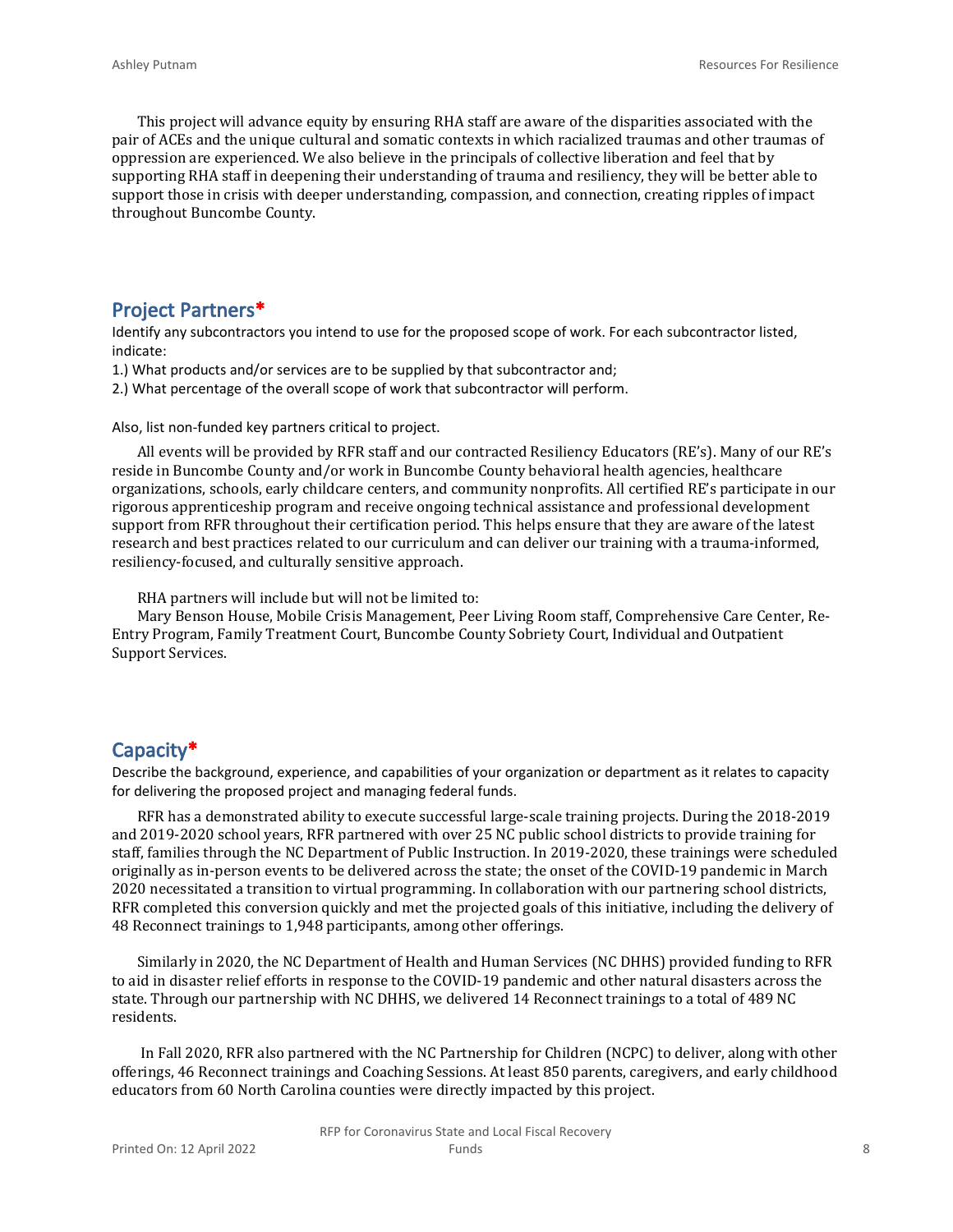This project will advance equity by ensuring RHA staff are aware of the disparities associated with the pair of ACEs and the unique cultural and somatic contexts in which racialized traumas and other traumas of oppression are experienced. We also believe in the principals of collective liberation and feel that by supporting RHA staff in deepening their understanding of trauma and resiliency, they will be better able to support those in crisis with deeper understanding, compassion, and connection, creating ripples of impact throughout Buncombe County.

## Project Partners*

Identify any subcontractors you intend to use for the proposed scope of work. For each subcontractor listed, indicate:

1.) What products and/or services are to be supplied by that subcontractor and;

2.) What percentage of the overall scope of work that subcontractor will perform.

Also, list non-funded key partners critical to project.

All events will be provided by RFR staff and our contracted Resiliency Educators (RE's). Many of our RE's reside in Buncombe County and/or work in Buncombe County behavioral health agencies, healthcare organizations, schools, early childcare centers, and community nonprofits. All certified RE's participate in our rigorous apprenticeship program and receive ongoing technical assistance and professional development support from RFR throughout their certification period. This helps ensure that they are aware of the latest research and best practices related to our curriculum and can deliver our training with a trauma-informed, resiliency-focused, and culturally sensitive approach.

RHA partners will include but will not be limited to:

Mary Benson House, Mobile Crisis Management, Peer Living Room staff, Comprehensive Care Center, Re-Entry Program, Family Treatment Court, Buncombe County Sobriety Court, Individual and Outpatient Support Services.

## Capacity*

Describe the background, experience, and capabilities of your organization or department as it relates to capacity for delivering the proposed project and managing federal funds.

RFR has a demonstrated ability to execute successful large-scale training projects. During the 2018-2019 and 2019-2020 school years, RFR partnered with over 25 NC public school districts to provide training for staff, families through the NC Department of Public Instruction. In 2019-2020, these trainings were scheduled originally as in-person events to be delivered across the state; the onset of the COVID-19 pandemic in March 2020 necessitated a transition to virtual programming. In collaboration with our partnering school districts, RFR completed this conversion quickly and met the projected goals of this initiative, including the delivery of 48 Reconnect trainings to 1,948 participants, among other offerings.

Similarly in 2020, the NC Department of Health and Human Services (NC DHHS) provided funding to RFR to aid in disaster relief efforts in response to the COVID-19 pandemic and other natural disasters across the state. Through our partnership with NC DHHS, we delivered 14 Reconnect trainings to a total of 489 NC residents.

In Fall 2020, RFR also partnered with the NC Partnership for Children (NCPC) to deliver, along with other offerings, 46 Reconnect trainings and Coaching Sessions. At least 850 parents, caregivers, and early childhood educators from 60 North Carolina counties were directly impacted by this project.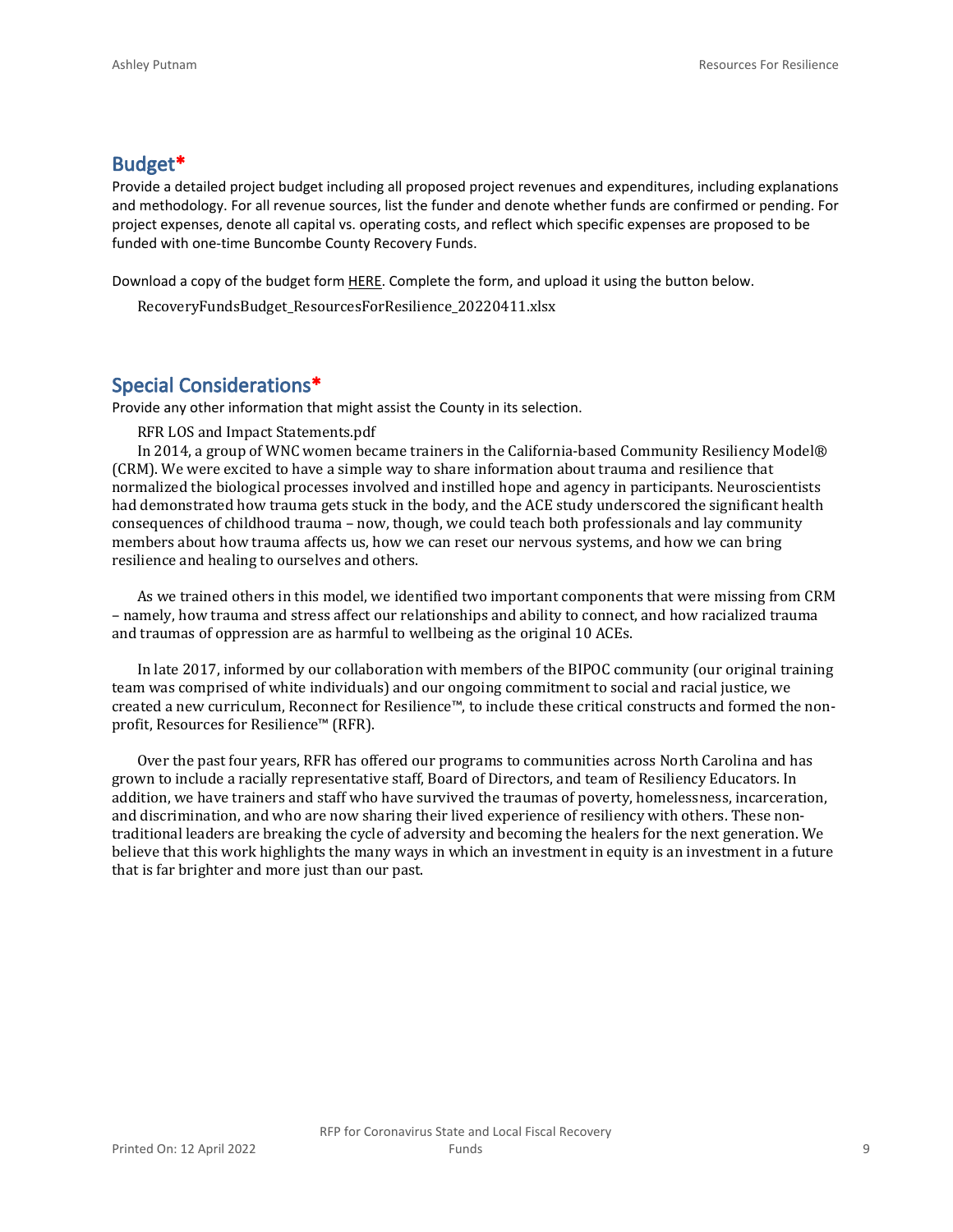## Budget*

Provide a detailed project budget including all proposed project revenues and expenditures, including explanations and methodology. For all revenue sources, list the funder and denote whether funds are confirmed or pending. For project expenses, denote all capital vs. operating costs, and reflect which specific expenses are proposed to be funded with one-time Buncombe County Recovery Funds.

Download a copy of the budget form HERE. Complete the form, and upload it using the button below.

RecoveryFundsBudget_ResourcesForResilience_20220411.xlsx

## Special Considerations*

Provide any other information that might assist the County in its selection.

RFR LOS and Impact Statements.pdf

In 2014, a group of WNC women became trainers in the California-based Community Resiliency Model® (CRM). We were excited to have a simple way to share information about trauma and resilience that normalized the biological processes involved and instilled hope and agency in participants. Neuroscientists had demonstrated how trauma gets stuck in the body, and the ACE study underscored the significant health consequences of childhood trauma – now, though, we could teach both professionals and lay community members about how trauma affects us, how we can reset our nervous systems, and how we can bring resilience and healing to ourselves and others.

As we trained others in this model, we identified two important components that were missing from CRM – namely, how trauma and stress affect our relationships and ability to connect, and how racialized trauma and traumas of oppression are as harmful to wellbeing as the original 10 ACEs.

In late 2017, informed by our collaboration with members of the BIPOC community (our original training team was comprised of white individuals) and our ongoing commitment to social and racial justice, we created a new curriculum, Reconnect for Resilience™, to include these critical constructs and formed the non-profit, Resources for Resilience™ (RFR).

Over the past four years, RFR has offered our programs to communities across North Carolina and has grown to include a racially representative staff, Board of Directors, and team of Resiliency Educators. In addition, we have trainers and staff who have survived the traumas of poverty, homelessness, incarceration, and discrimination, and who are now sharing their lived experience of resiliency with others. These non-traditional leaders are breaking the cycle of adversity and becoming the healers for the next generation. We believe that this work highlights the many ways in which an investment in equity is an investment in a future that is far brighter and more just than our past.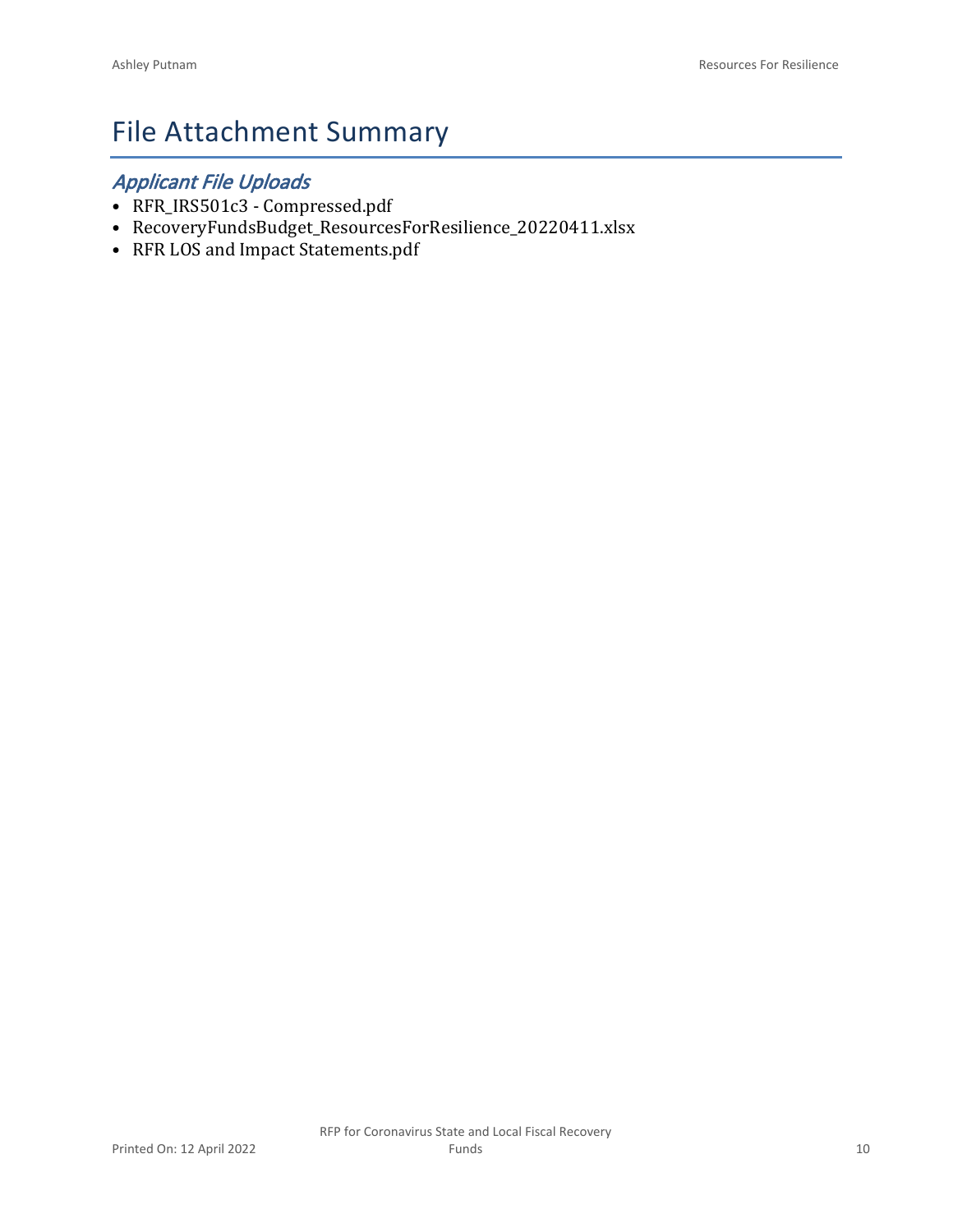# File Attachment Summary

## *Applicant File Uploads*

- RFR_IRS501c3 - Compressed.pdf
- RecoveryFundsBudget_ResourcesForResilience_20220411.xlsx
- RFR LOS and Impact Statements.pdf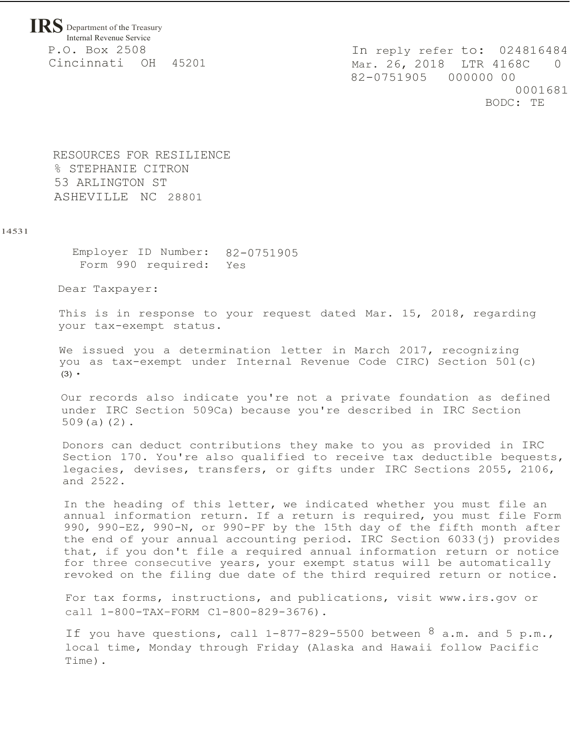**IRS** Department of the Treasury
Internal Revenue Service
P.O. Box 2508
Cincinnati OH 45201

In reply refer to: 0248164840
Mar. 26, 2018 LTR 4168C 0
82-0751905 000000 00
00016816
BODC: TE

RESOURCES FOR RESILIENCE
% STEPHANIE CITRON
53 ARLINGTON ST
ASHEVILLE NC 28801

14531

Employer ID Number: 82-0751905
Form 990 required: Yes

Dear Taxpayer:

This is in response to your request dated Mar. 15, 2018, regarding your tax-exempt status.

We issued you a determination letter in March 2017, recognizing you as tax-exempt under Internal Revenue Code CIRC) Section 501(c)(3).

Our records also indicate you're not a private foundation as defined under IRC Section 509Ca) because you're described in IRC Section 509(a)(2).

Donors can deduct contributions they make to you as provided in IRC Section 170. You're also qualified to receive tax deductible bequests, legacies, devises, transfers, or gifts under IRC Sections 2055, 2106, and 2522.

In the heading of this letter, we indicated whether you must file an annual information return. If a return is required, you must file Form 990, 990-EZ, 990-N, or 990-PF by the 15th day of the fifth month after the end of your annual accounting period. IRC Section 6033(j) provides that, if you don't file a required annual information return or notice for three consecutive years, your exempt status will be automatically revoked on the filing due date of the third required return or notice.

For tax forms, instructions, and publications, visit www.irs.gov or call 1-800-TAX-FORM C1-800-829-3676).

If you have questions, call 1-877-829-5500 between 8 a.m. and 5 p.m., local time, Monday through Friday (Alaska and Hawaii follow Pacific Time).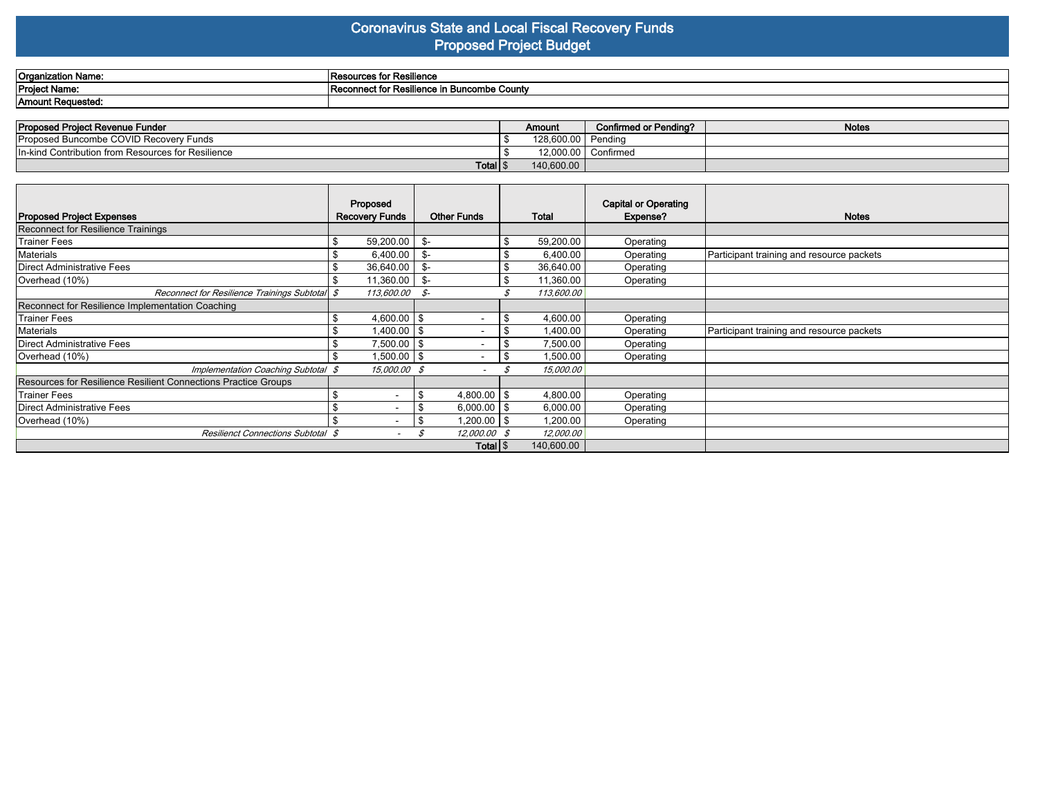# Coronavirus State and Local Fiscal Recovery Funds
## Proposed Project Budget

| | |
|---|---|
| **Organization Name:** | **Resources for Resilience** |
| **Project Name:** | **Reconnect for Resilience in Buncombe County** |
| **Amount Requested:** | |

| Proposed Project Revenue Funder | Amount | Confirmed or Pending? | Notes |
|---|---|---|---|
| Proposed Buncombe COVID Recovery Funds | $ 128,600.00 | Pending | |
| In-kind Contribution from Resources for Resilience | $ 12,000.00 | Confirmed | |
| **Total** | $ 140,600.00 | | |

| Proposed Project Expenses | Proposed Recovery Funds | Other Funds | Total | Capital or Operating Expense? | Notes |
|---|---|---|---|---|---|
| Reconnect for Resilience Trainings | | | | | |
| Trainer Fees | $ 59,200.00 | $- | $ 59,200.00 | Operating | |
| Materials | $ 6,400.00 | $- | $ 6,400.00 | Operating | Participant training and resource packets |
| Direct Administrative Fees | $ 36,640.00 | $- | $ 36,640.00 | Operating | |
| Overhead (10%) | $ 11,360.00 | $- | $ 11,360.00 | Operating | |
| *Reconnect for Resilience Trainings Subtotal* | *$ 113,600.00* | *$-* | *$ 113,600.00* | | |
| Reconnect for Resilience Implementation Coaching | | | | | |
| Trainer Fees | $ 4,600.00 | $ - | $ 4,600.00 | Operating | |
| Materials | $ 1,400.00 | $ - | $ 1,400.00 | Operating | Participant training and resource packets |
| Direct Administrative Fees | $ 7,500.00 | $ - | $ 7,500.00 | Operating | |
| Overhead (10%) | $ 1,500.00 | $ - | $ 1,500.00 | Operating | |
| *Implementation Coaching Subtotal* | *$ 15,000.00* | *$ -* | *$ 15,000.00* | | |
| Resources for Resilience Resilient Connections Practice Groups | | | | | |
| Trainer Fees | $ - | $ 4,800.00 | $ 4,800.00 | Operating | |
| Direct Administrative Fees | $ - | $ 6,000.00 | $ 6,000.00 | Operating | |
| Overhead (10%) | $ - | $ 1,200.00 | $ 1,200.00 | Operating | |
| *Resilienct Connections Subtotal* | *$ -* | *$ 12,000.00* | *$ 12,000.00* | | |
| **Total** | | | $ 140,600.00 | | |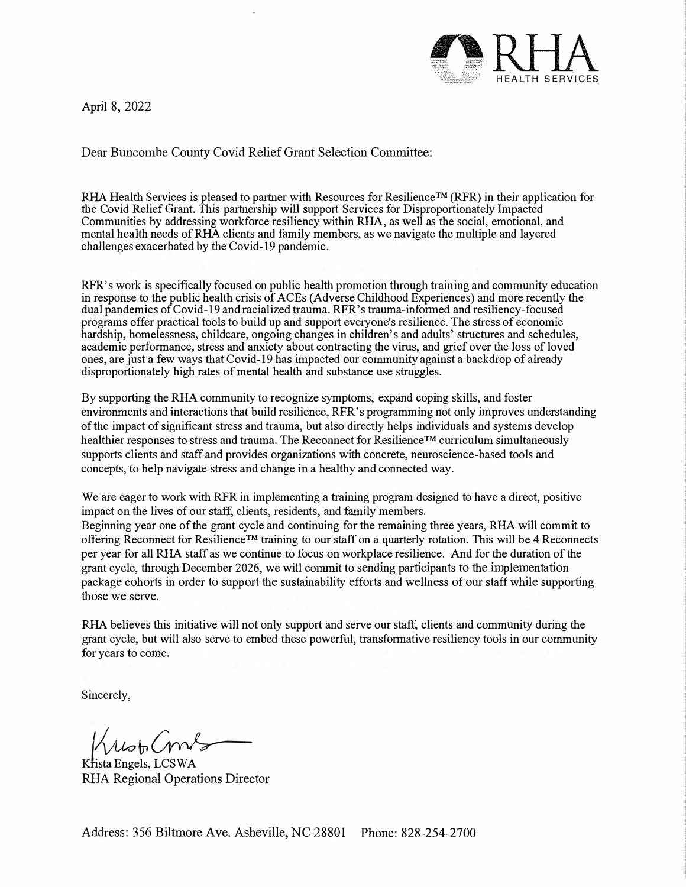RHA HEALTH SERVICES

April 8, 2022

Dear Buncombe County Covid Relief Grant Selection Committee:

RHA Health Services is pleased to partner with Resources for Resilience™ (RFR) in their application for the Covid Relief Grant. This partnership will support Services for Disproportionately Impacted Communities by addressing workforce resiliency within RHA, as well as the social, emotional, and mental health needs of RHA clients and family members, as we navigate the multiple and layered challenges exacerbated by the Covid-19 pandemic.

RFR's work is specifically focused on public health promotion through training and community education in response to the public health crisis of ACEs (Adverse Childhood Experiences) and more recently the dual pandemics of Covid-19 and racialized trauma. RFR's trauma-informed and resiliency-focused programs offer practical tools to build up and support everyone's resilience. The stress of economic hardship, homelessness, childcare, ongoing changes in children's and adults' structures and schedules, academic performance, stress and anxiety about contracting the virus, and grief over the loss of loved ones, are just a few ways that Covid-19 has impacted our community against a backdrop of already disproportionately high rates of mental health and substance use struggles.

By supporting the RHA community to recognize symptoms, expand coping skills, and foster environments and interactions that build resilience, RFR's programming not only improves understanding of the impact of significant stress and trauma, but also directly helps individuals and systems develop healthier responses to stress and trauma. The Reconnect for Resilience™ curriculum simultaneously supports clients and staff and provides organizations with concrete, neuroscience-based tools and concepts, to help navigate stress and change in a healthy and connected way.

We are eager to work with RFR in implementing a training program designed to have a direct, positive impact on the lives of our staff, clients, residents, and family members.
Beginning year one of the grant cycle and continuing for the remaining three years, RHA will commit to offering Reconnect for Resilience™ training to our staff on a quarterly rotation. This will be 4 Reconnects per year for all RHA staff as we continue to focus on workplace resilience. And for the duration of the grant cycle, through December 2026, we will commit to sending participants to the implementation package cohorts in order to support the sustainability efforts and wellness of our staff while supporting those we serve.

RHA believes this initiative will not only support and serve our staff, clients and community during the grant cycle, but will also serve to embed these powerful, transformative resiliency tools in our community for years to come.

Sincerely,

Krista Engels, LCSWA
RHA Regional Operations Director

Address: 356 Biltmore Ave. Asheville, NC 28801 Phone: 828-254-2700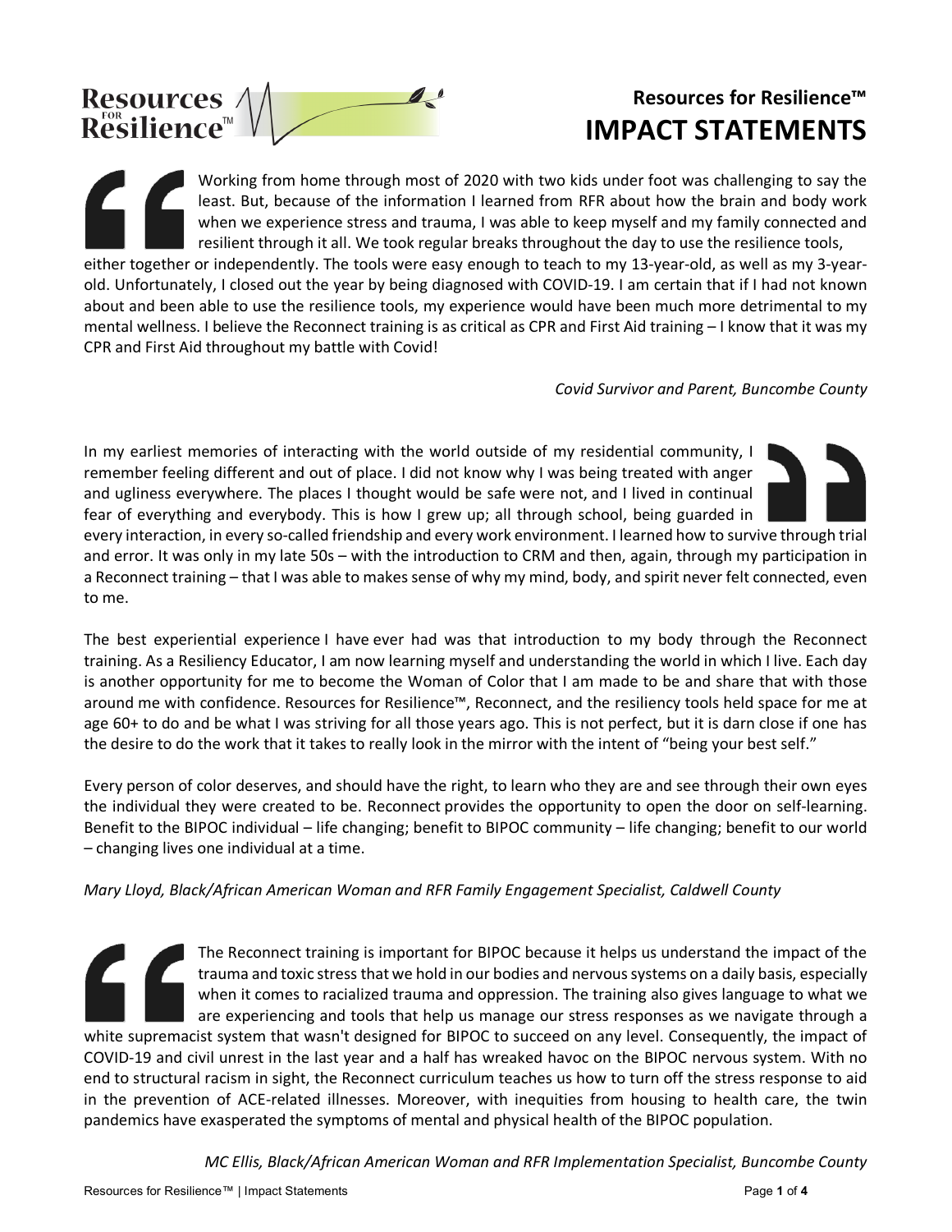# Resources for Resilience™ IMPACT STATEMENTS

Working from home through most of 2020 with two kids under foot was challenging to say the least. But, because of the information I learned from RFR about how the brain and body work when we experience stress and trauma, I was able to keep myself and my family connected and resilient through it all. We took regular breaks throughout the day to use the resilience tools, either together or independently. The tools were easy enough to teach to my 13-year-old, as well as my 3-year-old. Unfortunately, I closed out the year by being diagnosed with COVID-19. I am certain that if I had not known about and been able to use the resilience tools, my experience would have been much more detrimental to my mental wellness. I believe the Reconnect training is as critical as CPR and First Aid training – I know that it was my CPR and First Aid throughout my battle with Covid!

*Covid Survivor and Parent, Buncombe County*

In my earliest memories of interacting with the world outside of my residential community, I remember feeling different and out of place. I did not know why I was being treated with anger and ugliness everywhere. The places I thought would be safe were not, and I lived in continual fear of everything and everybody. This is how I grew up; all through school, being guarded in every interaction, in every so-called friendship and every work environment. I learned how to survive through trial and error. It was only in my late 50s – with the introduction to CRM and then, again, through my participation in a Reconnect training – that I was able to makes sense of why my mind, body, and spirit never felt connected, even to me.

The best experiential experience I have ever had was that introduction to my body through the Reconnect training. As a Resiliency Educator, I am now learning myself and understanding the world in which I live. Each day is another opportunity for me to become the Woman of Color that I am made to be and share that with those around me with confidence. Resources for Resilience™, Reconnect, and the resiliency tools held space for me at age 60+ to do and be what I was striving for all those years ago. This is not perfect, but it is darn close if one has the desire to do the work that it takes to really look in the mirror with the intent of "being your best self."

Every person of color deserves, and should have the right, to learn who they are and see through their own eyes the individual they were created to be. Reconnect provides the opportunity to open the door on self-learning. Benefit to the BIPOC individual – life changing; benefit to BIPOC community – life changing; benefit to our world – changing lives one individual at a time.

*Mary Lloyd, Black/African American Woman and RFR Family Engagement Specialist, Caldwell County*

The Reconnect training is important for BIPOC because it helps us understand the impact of the trauma and toxic stress that we hold in our bodies and nervous systems on a daily basis, especially when it comes to racialized trauma and oppression. The training also gives language to what we are experiencing and tools that help us manage our stress responses as we navigate through a white supremacist system that wasn't designed for BIPOC to succeed on any level. Consequently, the impact of COVID-19 and civil unrest in the last year and a half has wreaked havoc on the BIPOC nervous system. With no end to structural racism in sight, the Reconnect curriculum teaches us how to turn off the stress response to aid in the prevention of ACE-related illnesses. Moreover, with inequities from housing to health care, the twin pandemics have exasperated the symptoms of mental and physical health of the BIPOC population.

*MC Ellis, Black/African American Woman and RFR Implementation Specialist, Buncombe County*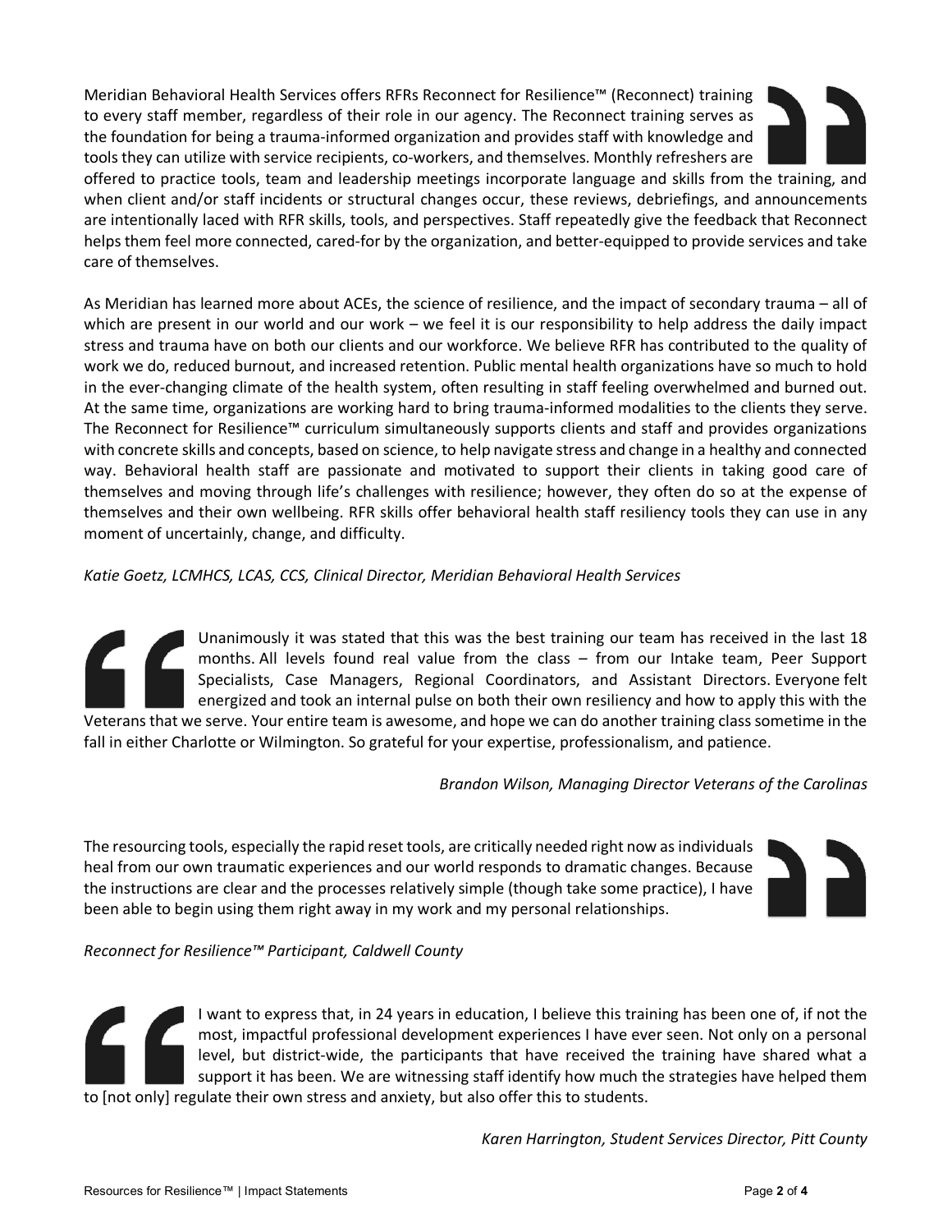Meridian Behavioral Health Services offers RFRs Reconnect for Resilience™ (Reconnect) training to every staff member, regardless of their role in our agency. The Reconnect training serves as the foundation for being a trauma-informed organization and provides staff with knowledge and tools they can utilize with service recipients, co-workers, and themselves. Monthly refreshers are offered to practice tools, team and leadership meetings incorporate language and skills from the training, and when client and/or staff incidents or structural changes occur, these reviews, debriefings, and announcements are intentionally laced with RFR skills, tools, and perspectives. Staff repeatedly give the feedback that Reconnect helps them feel more connected, cared-for by the organization, and better-equipped to provide services and take care of themselves.

As Meridian has learned more about ACEs, the science of resilience, and the impact of secondary trauma – all of which are present in our world and our work – we feel it is our responsibility to help address the daily impact stress and trauma have on both our clients and our workforce. We believe RFR has contributed to the quality of work we do, reduced burnout, and increased retention. Public mental health organizations have so much to hold in the ever-changing climate of the health system, often resulting in staff feeling overwhelmed and burned out. At the same time, organizations are working hard to bring trauma-informed modalities to the clients they serve. The Reconnect for Resilience™ curriculum simultaneously supports clients and staff and provides organizations with concrete skills and concepts, based on science, to help navigate stress and change in a healthy and connected way. Behavioral health staff are passionate and motivated to support their clients in taking good care of themselves and moving through life's challenges with resilience; however, they often do so at the expense of themselves and their own wellbeing. RFR skills offer behavioral health staff resiliency tools they can use in any moment of uncertainly, change, and difficulty.

*Katie Goetz, LCMHCS, LCAS, CCS, Clinical Director, Meridian Behavioral Health Services*

Unanimously it was stated that this was the best training our team has received in the last 18 months. All levels found real value from the class – from our Intake team, Peer Support Specialists, Case Managers, Regional Coordinators, and Assistant Directors. Everyone felt energized and took an internal pulse on both their own resiliency and how to apply this with the Veterans that we serve. Your entire team is awesome, and hope we can do another training class sometime in the fall in either Charlotte or Wilmington. So grateful for your expertise, professionalism, and patience.

*Brandon Wilson, Managing Director Veterans of the Carolinas*

The resourcing tools, especially the rapid reset tools, are critically needed right now as individuals heal from our own traumatic experiences and our world responds to dramatic changes. Because the instructions are clear and the processes relatively simple (though take some practice), I have been able to begin using them right away in my work and my personal relationships.

*Reconnect for Resilience™ Participant, Caldwell County*

I want to express that, in 24 years in education, I believe this training has been one of, if not the most, impactful professional development experiences I have ever seen. Not only on a personal level, but district-wide, the participants that have received the training have shared what a support it has been. We are witnessing staff identify how much the strategies have helped them to [not only] regulate their own stress and anxiety, but also offer this to students.

*Karen Harrington, Student Services Director, Pitt County*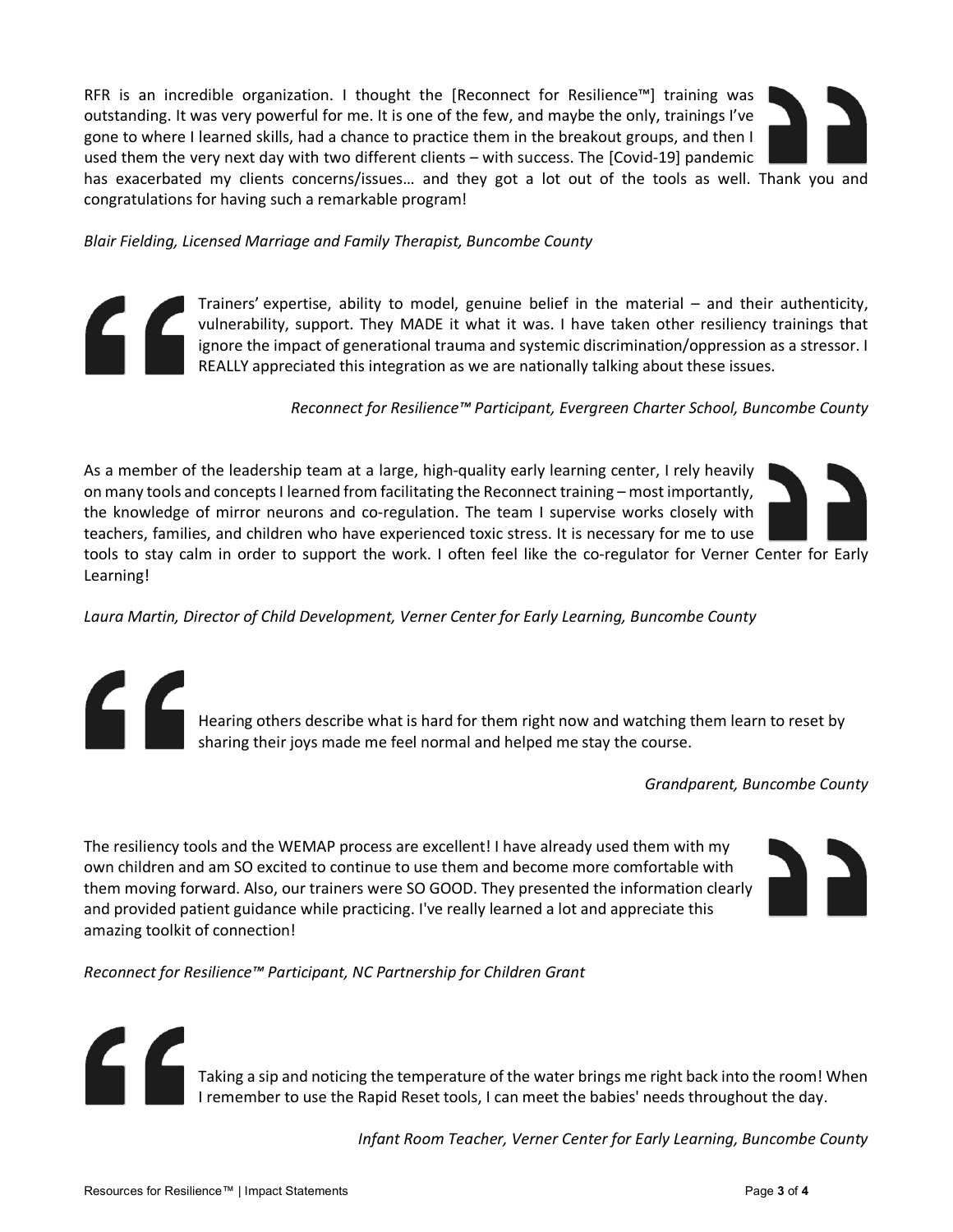RFR is an incredible organization. I thought the [Reconnect for Resilience™] training was outstanding. It was very powerful for me. It is one of the few, and maybe the only, trainings I've gone to where I learned skills, had a chance to practice them in the breakout groups, and then I used them the very next day with two different clients – with success. The [Covid-19] pandemic has exacerbated my clients concerns/issues… and they got a lot out of the tools as well. Thank you and congratulations for having such a remarkable program!

*Blair Fielding, Licensed Marriage and Family Therapist, Buncombe County*

Trainers' expertise, ability to model, genuine belief in the material – and their authenticity, vulnerability, support. They MADE it what it was. I have taken other resiliency trainings that ignore the impact of generational trauma and systemic discrimination/oppression as a stressor. I REALLY appreciated this integration as we are nationally talking about these issues.

*Reconnect for Resilience™ Participant, Evergreen Charter School, Buncombe County*

As a member of the leadership team at a large, high-quality early learning center, I rely heavily on many tools and concepts I learned from facilitating the Reconnect training – most importantly, the knowledge of mirror neurons and co-regulation. The team I supervise works closely with teachers, families, and children who have experienced toxic stress. It is necessary for me to use tools to stay calm in order to support the work. I often feel like the co-regulator for Verner Center for Early Learning!

*Laura Martin, Director of Child Development, Verner Center for Early Learning, Buncombe County*

Hearing others describe what is hard for them right now and watching them learn to reset by sharing their joys made me feel normal and helped me stay the course.

*Grandparent, Buncombe County*

The resiliency tools and the WEMAP process are excellent! I have already used them with my own children and am SO excited to continue to use them and become more comfortable with them moving forward. Also, our trainers were SO GOOD. They presented the information clearly and provided patient guidance while practicing. I've really learned a lot and appreciate this amazing toolkit of connection!

*Reconnect for Resilience™ Participant, NC Partnership for Children Grant*

Taking a sip and noticing the temperature of the water brings me right back into the room! When I remember to use the Rapid Reset tools, I can meet the babies' needs throughout the day.

*Infant Room Teacher, Verner Center for Early Learning, Buncombe County*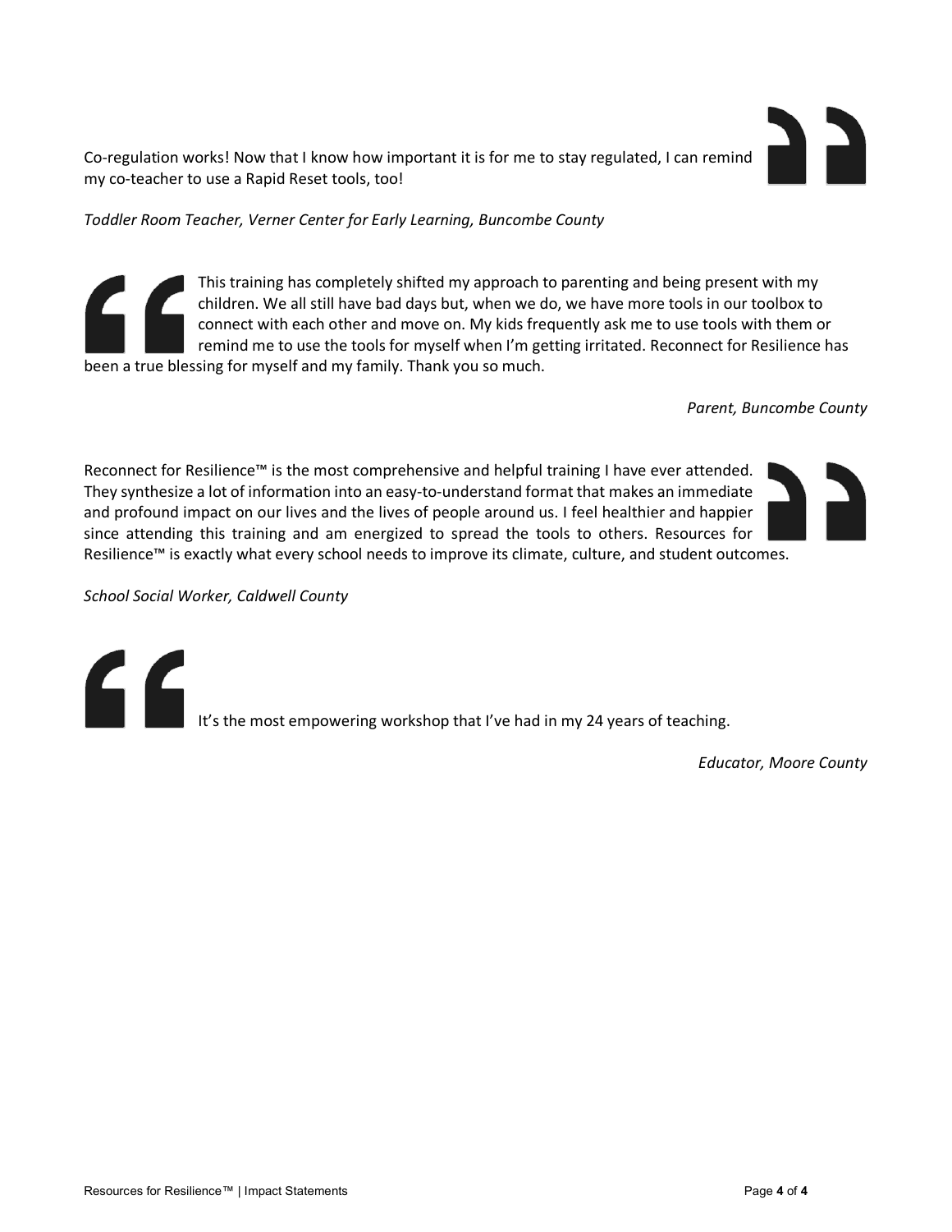Co-regulation works! Now that I know how important it is for me to stay regulated, I can remind my co-teacher to use a Rapid Reset tools, too!

*Toddler Room Teacher, Verner Center for Early Learning, Buncombe County*

This training has completely shifted my approach to parenting and being present with my children. We all still have bad days but, when we do, we have more tools in our toolbox to connect with each other and move on. My kids frequently ask me to use tools with them or remind me to use the tools for myself when I'm getting irritated. Reconnect for Resilience has been a true blessing for myself and my family. Thank you so much.

*Parent, Buncombe County*

Reconnect for Resilience™ is the most comprehensive and helpful training I have ever attended. They synthesize a lot of information into an easy-to-understand format that makes an immediate and profound impact on our lives and the lives of people around us. I feel healthier and happier since attending this training and am energized to spread the tools to others. Resources for Resilience™ is exactly what every school needs to improve its climate, culture, and student outcomes.

*School Social Worker, Caldwell County*

It's the most empowering workshop that I've had in my 24 years of teaching.

*Educator, Moore County*